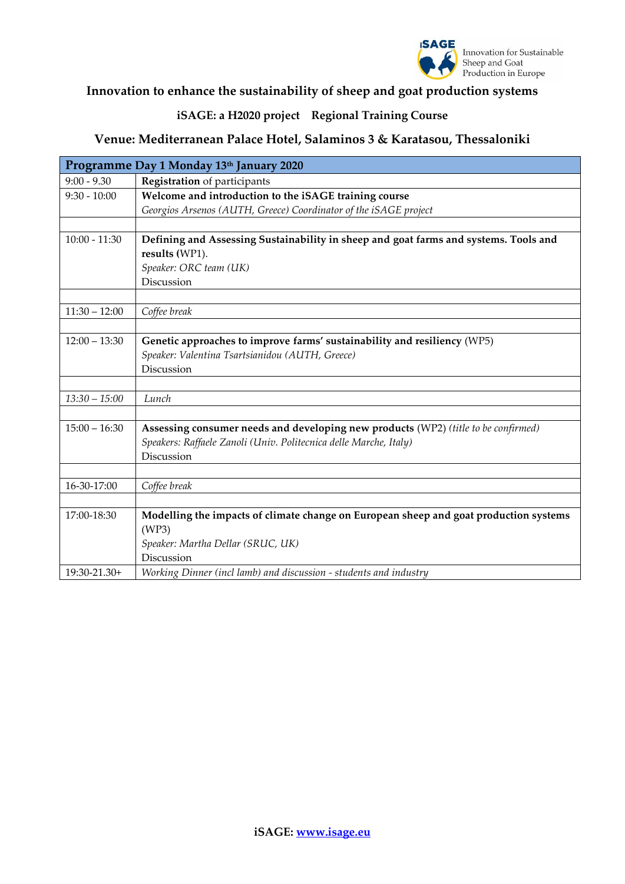iSAGE Innovation for Sustainable Sheep and Goat Production in Europe

# Innovation to enhance the sustainability of sheep and goat production systems

## iSAGE: a H2020 project Regional Training Course

## Venue: Mediterranean Palace Hotel, Salaminos 3 & Karatasou, Thessaloniki

| **Programme Day 1 Monday 13th January 2020** | |
|---|---|
| 9:00 - 9.30 | **Registration** of participants |
| 9:30 - 10:00 | **Welcome and introduction to the iSAGE training course**<br>*Georgios Arsenos (AUTH, Greece) Coordinator of the iSAGE project* |
| | |
| 10:00 - 11:30 | **Defining and Assessing Sustainability in sheep and goat farms and systems. Tools and results (**WP1).<br>*Speaker: ORC team (UK)*<br>Discussion |
| | |
| 11:30 – 12:00 | *Coffee break* |
| | |
| 12:00 – 13:30 | **Genetic approaches to improve farms' sustainability and resiliency** (WP5)<br>*Speaker: Valentina Tsartsianidou (AUTH, Greece)*<br>Discussion |
| | |
| *13:30 – 15:00* | *Lunch* |
| | |
| 15:00 – 16:30 | **Assessing consumer needs and developing new products** (WP2) *(title to be confirmed)*<br>*Speakers: Raffaele Zanoli (Univ. Politecnica delle Marche, Italy)*<br>Discussion |
| | |
| 16-30-17:00 | *Coffee break* |
| | |
| 17:00-18:30 | **Modelling the impacts of climate change on European sheep and goat production systems** (WP3)<br>*Speaker: Martha Dellar (SRUC, UK)*<br>Discussion |
| 19:30-21.30+ | *Working Dinner (incl lamb) and discussion - students and industry* |

**iSAGE: www.isage.eu**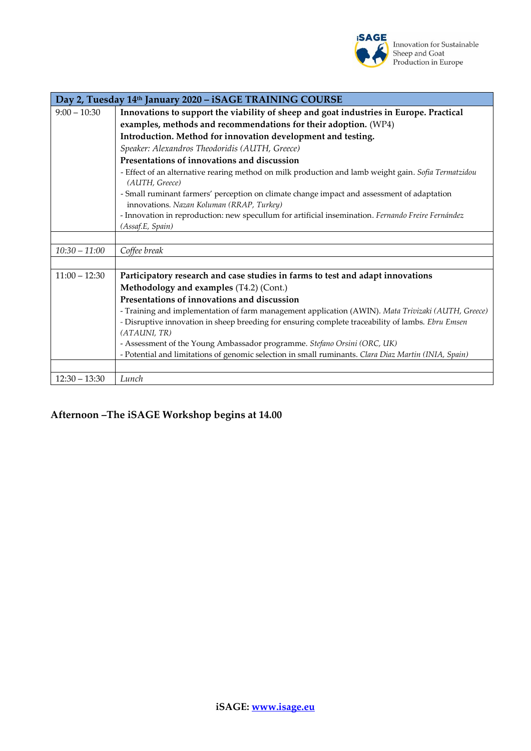| Day 2, Tuesday 14th January 2020 – iSAGE TRAINING COURSE | |
|---|---|
| 9:00 – 10:30 | **Innovations to support the viability of sheep and goat industries in Europe. Practical examples, methods and recommendations for their adoption.** (WP4)<br>**Introduction. Method for innovation development and testing.**<br>*Speaker: Alexandros Theodoridis (AUTH, Greece)*<br>**Presentations of innovations and discussion**<br>- Effect of an alternative rearing method on milk production and lamb weight gain. *Sofia Termatzidou (AUTH, Greece)*<br>- Small ruminant farmers' perception on climate change impact and assessment of adaptation innovations. *Nazan Koluman (RRAP, Turkey)*<br>- Innovation in reproduction: new specullum for artificial insemination. *Fernando Freire Fernández (Assaf.E, Spain)* |
| | |
| *10:30 – 11:00* | *Coffee break* |
| | |
| 11:00 – 12:30 | **Participatory research and case studies in farms to test and adapt innovations**<br>**Methodology and examples** (T4.2) (Cont.)<br>**Presentations of innovations and discussion**<br>- Training and implementation of farm management application (AWIN). *Mata Trivizaki (AUTH, Greece)*<br>- Disruptive innovation in sheep breeding for ensuring complete traceability of lambs. *Ebru Emsen (ATAUNI, TR)*<br>- Assessment of the Young Ambassador programme. *Stefano Orsini (ORC, UK)*<br>- Potential and limitations of genomic selection in small ruminants. *Clara Diaz Martin (INIA, Spain)* |
| | |
| 12:30 – 13:30 | *Lunch* |

**Afternoon –The iSAGE Workshop begins at 14.00**

**iSAGE:** www.isage.eu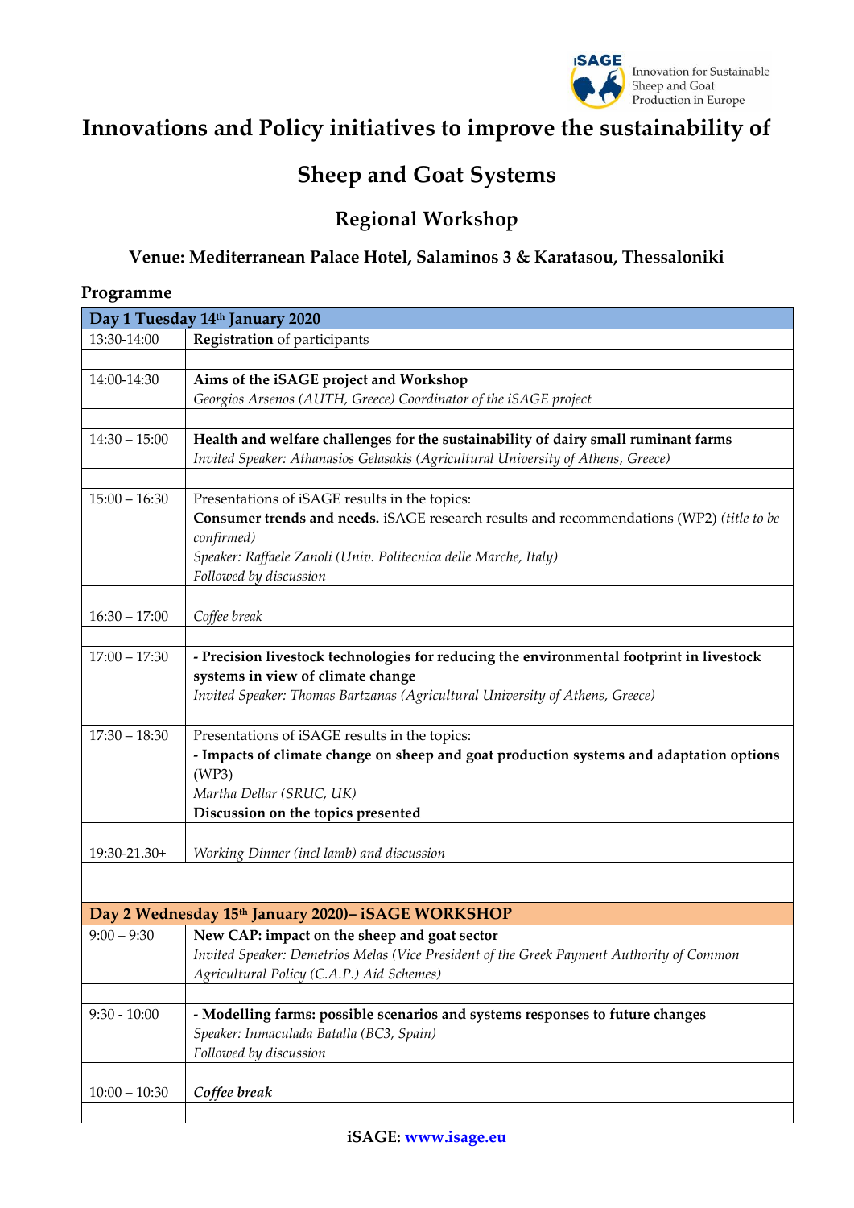# Innovations and Policy initiatives to improve the sustainability of Sheep and Goat Systems

## Regional Workshop

### Venue: Mediterranean Palace Hotel, Salaminos 3 & Karatasou, Thessaloniki

### Programme

| Day 1 Tuesday 14th January 2020 | |
|---|---|
| 13:30-14:00 | **Registration** of participants |
| | |
| 14:00-14:30 | **Aims of the iSAGE project and Workshop**<br>*Georgios Arsenos (AUTH, Greece) Coordinator of the iSAGE project* |
| | |
| 14:30 – 15:00 | **Health and welfare challenges for the sustainability of dairy small ruminant farms**<br>*Invited Speaker: Athanasios Gelasakis (Agricultural University of Athens, Greece)* |
| | |
| 15:00 – 16:30 | Presentations of iSAGE results in the topics:<br>**Consumer trends and needs.** iSAGE research results and recommendations (WP2) *(title to be confirmed)*<br>*Speaker: Raffaele Zanoli (Univ. Politecnica delle Marche, Italy)*<br>*Followed by discussion* |
| | |
| 16:30 – 17:00 | *Coffee break* |
| | |
| 17:00 – 17:30 | **- Precision livestock technologies for reducing the environmental footprint in livestock systems in view of climate change**<br>*Invited Speaker: Thomas Bartzanas (Agricultural University of Athens, Greece)* |
| | |
| 17:30 – 18:30 | Presentations of iSAGE results in the topics:<br>**- Impacts of climate change on sheep and goat production systems and adaptation options** (WP3)<br>*Martha Dellar (SRUC, UK)*<br>**Discussion on the topics presented** |
| | |
| 19:30-21.30+ | *Working Dinner (incl lamb) and discussion* |

| Day 2 Wednesday 15th January 2020)– iSAGE WORKSHOP | |
|---|---|
| 9:00 – 9:30 | **New CAP: impact on the sheep and goat sector**<br>*Invited Speaker: Demetrios Melas (Vice President of the Greek Payment Authority of Common Agricultural Policy (C.A.P.) Aid Schemes)* |
| | |
| 9:30 - 10:00 | **- Modelling farms: possible scenarios and systems responses to future changes**<br>*Speaker: Inmaculada Batalla (BC3, Spain)*<br>*Followed by discussion* |
| | |
| 10:00 – 10:30 | ***Coffee break*** |
| | |

**iSAGE: [www.isage.eu](http://www.isage.eu)**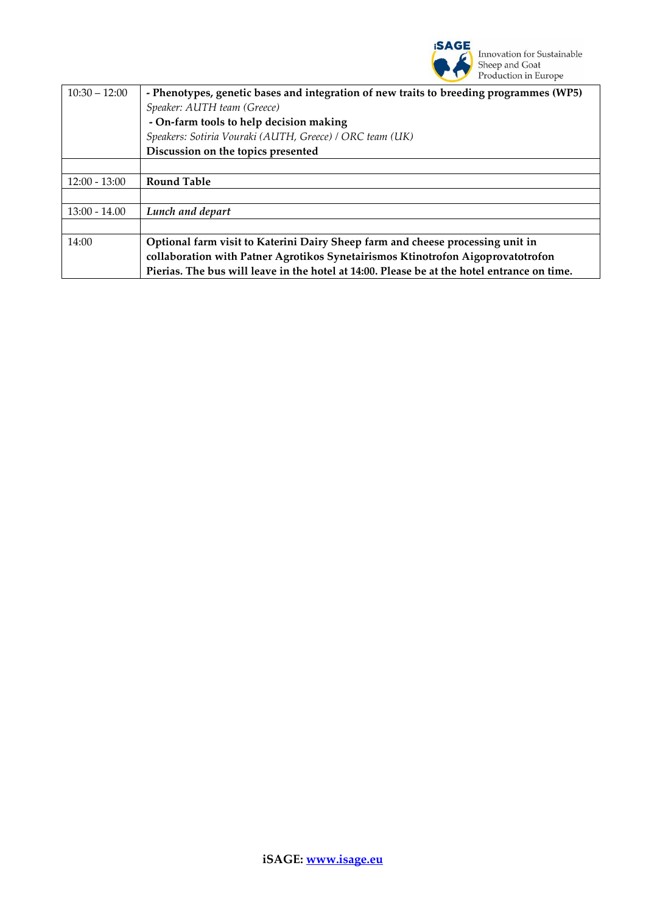| | |
|---|---|
| 10:30 – 12:00 | **- Phenotypes, genetic bases and integration of new traits to breeding programmes (WP5)**<br>*Speaker: AUTH team (Greece)*<br>**- On-farm tools to help decision making**<br>*Speakers: Sotiria Vouraki (AUTH, Greece) / ORC team (UK)*<br>**Discussion on the topics presented** |
| | |
| 12:00 - 13:00 | **Round Table** |
| | |
| 13:00 - 14.00 | ***Lunch and depart*** |
| | |
| 14:00 | **Optional farm visit to Katerini Dairy Sheep farm and cheese processing unit in collaboration with Patner Agrotikos Synetairismos Ktinotrofon Aigoprovatotrofon Pierias. The bus will leave in the hotel at 14:00. Please be at the hotel entrance on time.** |

**iSAGE: [www.isage.eu](http://www.isage.eu)**